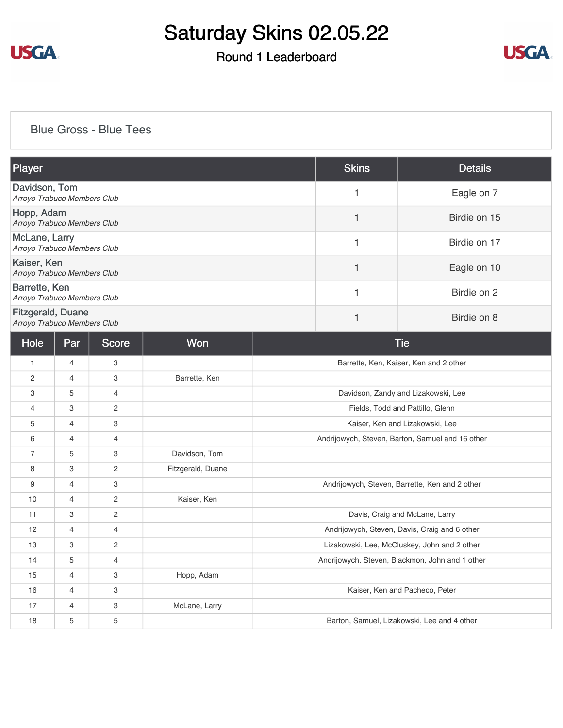# Saturday Skins 02.05.22

## Round 1 Leaderboard

### Blue Gross - Blue Tees

| Player | Skins | Details |
|---|---|---|
| Davidson, Tom<br>*Arroyo Trabuco Members Club* | 1 | Eagle on 7 |
| Hopp, Adam<br>*Arroyo Trabuco Members Club* | 1 | Birdie on 15 |
| McLane, Larry<br>*Arroyo Trabuco Members Club* | 1 | Birdie on 17 |
| Kaiser, Ken<br>*Arroyo Trabuco Members Club* | 1 | Eagle on 10 |
| Barrette, Ken<br>*Arroyo Trabuco Members Club* | 1 | Birdie on 2 |
| Fitzgerald, Duane<br>*Arroyo Trabuco Members Club* | 1 | Birdie on 8 |

| Hole | Par | Score | Won | Tie |
|---|---|---|---|---|
| 1 | 4 | 3 | | Barrette, Ken, Kaiser, Ken and 2 other |
| 2 | 4 | 3 | Barrette, Ken | |
| 3 | 5 | 4 | | Davidson, Zandy and Lizakowski, Lee |
| 4 | 3 | 2 | | Fields, Todd and Pattillo, Glenn |
| 5 | 4 | 3 | | Kaiser, Ken and Lizakowski, Lee |
| 6 | 4 | 4 | | Andrijowych, Steven, Barton, Samuel and 16 other |
| 7 | 5 | 3 | Davidson, Tom | |
| 8 | 3 | 2 | Fitzgerald, Duane | |
| 9 | 4 | 3 | | Andrijowych, Steven, Barrette, Ken and 2 other |
| 10 | 4 | 2 | Kaiser, Ken | |
| 11 | 3 | 2 | | Davis, Craig and McLane, Larry |
| 12 | 4 | 4 | | Andrijowych, Steven, Davis, Craig and 6 other |
| 13 | 3 | 2 | | Lizakowski, Lee, McCluskey, John and 2 other |
| 14 | 5 | 4 | | Andrijowych, Steven, Blackmon, John and 1 other |
| 15 | 4 | 3 | Hopp, Adam | |
| 16 | 4 | 3 | | Kaiser, Ken and Pacheco, Peter |
| 17 | 4 | 3 | McLane, Larry | |
| 18 | 5 | 5 | | Barton, Samuel, Lizakowski, Lee and 4 other |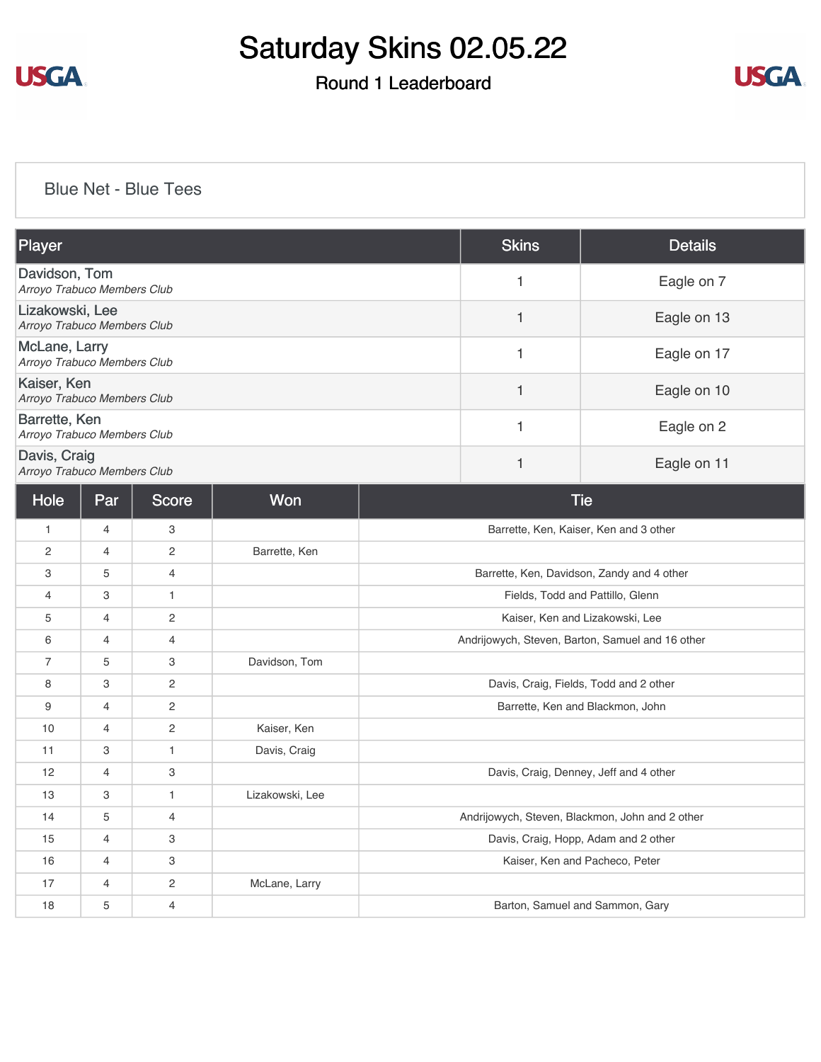# Saturday Skins 02.05.22

## Round 1 Leaderboard

### Blue Net - Blue Tees

| Player | Skins | Details |
|---|---|---|
| Davidson, Tom<br>*Arroyo Trabuco Members Club* | 1 | Eagle on 7 |
| Lizakowski, Lee<br>*Arroyo Trabuco Members Club* | 1 | Eagle on 13 |
| McLane, Larry<br>*Arroyo Trabuco Members Club* | 1 | Eagle on 17 |
| Kaiser, Ken<br>*Arroyo Trabuco Members Club* | 1 | Eagle on 10 |
| Barrette, Ken<br>*Arroyo Trabuco Members Club* | 1 | Eagle on 2 |
| Davis, Craig<br>*Arroyo Trabuco Members Club* | 1 | Eagle on 11 |

| Hole | Par | Score | Won | Tie |
|---|---|---|---|---|
| 1 | 4 | 3 | | Barrette, Ken, Kaiser, Ken and 3 other |
| 2 | 4 | 2 | Barrette, Ken | |
| 3 | 5 | 4 | | Barrette, Ken, Davidson, Zandy and 4 other |
| 4 | 3 | 1 | | Fields, Todd and Pattillo, Glenn |
| 5 | 4 | 2 | | Kaiser, Ken and Lizakowski, Lee |
| 6 | 4 | 4 | | Andrijowych, Steven, Barton, Samuel and 16 other |
| 7 | 5 | 3 | Davidson, Tom | |
| 8 | 3 | 2 | | Davis, Craig, Fields, Todd and 2 other |
| 9 | 4 | 2 | | Barrette, Ken and Blackmon, John |
| 10 | 4 | 2 | Kaiser, Ken | |
| 11 | 3 | 1 | Davis, Craig | |
| 12 | 4 | 3 | | Davis, Craig, Denney, Jeff and 4 other |
| 13 | 3 | 1 | Lizakowski, Lee | |
| 14 | 5 | 4 | | Andrijowych, Steven, Blackmon, John and 2 other |
| 15 | 4 | 3 | | Davis, Craig, Hopp, Adam and 2 other |
| 16 | 4 | 3 | | Kaiser, Ken and Pacheco, Peter |
| 17 | 4 | 2 | McLane, Larry | |
| 18 | 5 | 4 | | Barton, Samuel and Sammon, Gary |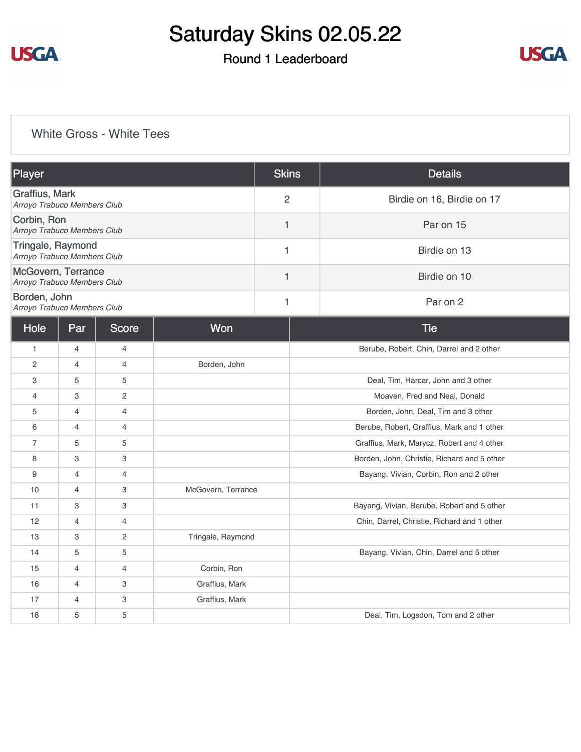# Saturday Skins 02.05.22

## Round 1 Leaderboard

### White Gross - White Tees

| Player | Skins | Details |
|---|---|---|
| Graffius, Mark<br>*Arroyo Trabuco Members Club* | 2 | Birdie on 16, Birdie on 17 |
| Corbin, Ron<br>*Arroyo Trabuco Members Club* | 1 | Par on 15 |
| Tringale, Raymond<br>*Arroyo Trabuco Members Club* | 1 | Birdie on 13 |
| McGovern, Terrance<br>*Arroyo Trabuco Members Club* | 1 | Birdie on 10 |
| Borden, John<br>*Arroyo Trabuco Members Club* | 1 | Par on 2 |

| Hole | Par | Score | Won | Tie |
|---|---|---|---|---|
| 1 | 4 | 4 | | Berube, Robert, Chin, Darrel and 2 other |
| 2 | 4 | 4 | Borden, John | |
| 3 | 5 | 5 | | Deal, Tim, Harcar, John and 3 other |
| 4 | 3 | 2 | | Moaven, Fred and Neal, Donald |
| 5 | 4 | 4 | | Borden, John, Deal, Tim and 3 other |
| 6 | 4 | 4 | | Berube, Robert, Graffius, Mark and 1 other |
| 7 | 5 | 5 | | Graffius, Mark, Marycz, Robert and 4 other |
| 8 | 3 | 3 | | Borden, John, Christie, Richard and 5 other |
| 9 | 4 | 4 | | Bayang, Vivian, Corbin, Ron and 2 other |
| 10 | 4 | 3 | McGovern, Terrance | |
| 11 | 3 | 3 | | Bayang, Vivian, Berube, Robert and 5 other |
| 12 | 4 | 4 | | Chin, Darrel, Christie, Richard and 1 other |
| 13 | 3 | 2 | Tringale, Raymond | |
| 14 | 5 | 5 | | Bayang, Vivian, Chin, Darrel and 5 other |
| 15 | 4 | 4 | Corbin, Ron | |
| 16 | 4 | 3 | Graffius, Mark | |
| 17 | 4 | 3 | Graffius, Mark | |
| 18 | 5 | 5 | | Deal, Tim, Logsdon, Tom and 2 other |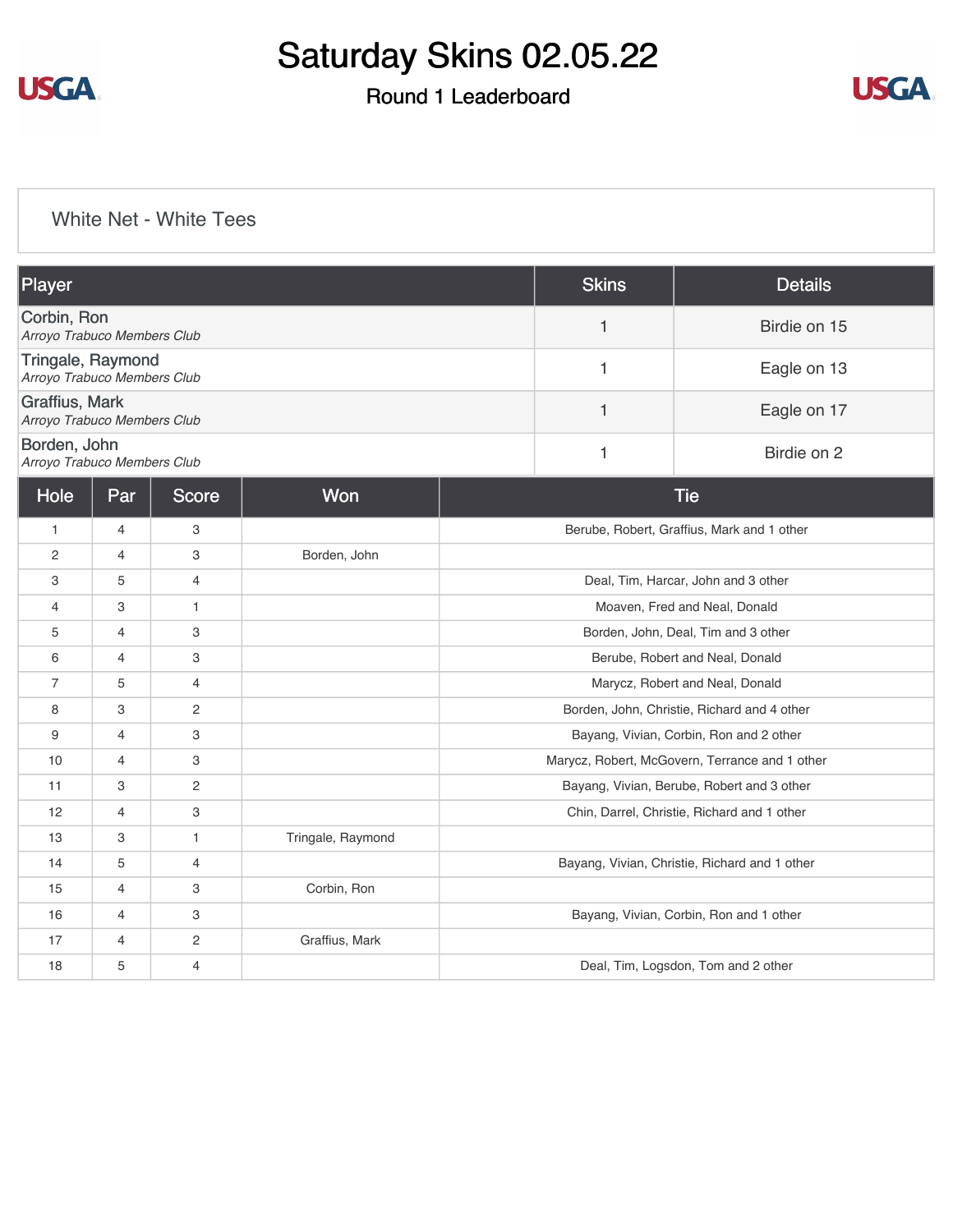# Saturday Skins 02.05.22

## Round 1 Leaderboard

### White Net - White Tees

| Player | Skins | Details |
|---|---|---|
| Corbin, Ron<br>*Arroyo Trabuco Members Club* | 1 | Birdie on 15 |
| Tringale, Raymond<br>*Arroyo Trabuco Members Club* | 1 | Eagle on 13 |
| Graffius, Mark<br>*Arroyo Trabuco Members Club* | 1 | Eagle on 17 |
| Borden, John<br>*Arroyo Trabuco Members Club* | 1 | Birdie on 2 |

| Hole | Par | Score | Won | Tie |
|---|---|---|---|---|
| 1 | 4 | 3 | | Berube, Robert, Graffius, Mark and 1 other |
| 2 | 4 | 3 | Borden, John | |
| 3 | 5 | 4 | | Deal, Tim, Harcar, John and 3 other |
| 4 | 3 | 1 | | Moaven, Fred and Neal, Donald |
| 5 | 4 | 3 | | Borden, John, Deal, Tim and 3 other |
| 6 | 4 | 3 | | Berube, Robert and Neal, Donald |
| 7 | 5 | 4 | | Marycz, Robert and Neal, Donald |
| 8 | 3 | 2 | | Borden, John, Christie, Richard and 4 other |
| 9 | 4 | 3 | | Bayang, Vivian, Corbin, Ron and 2 other |
| 10 | 4 | 3 | | Marycz, Robert, McGovern, Terrance and 1 other |
| 11 | 3 | 2 | | Bayang, Vivian, Berube, Robert and 3 other |
| 12 | 4 | 3 | | Chin, Darrel, Christie, Richard and 1 other |
| 13 | 3 | 1 | Tringale, Raymond | |
| 14 | 5 | 4 | | Bayang, Vivian, Christie, Richard and 1 other |
| 15 | 4 | 3 | Corbin, Ron | |
| 16 | 4 | 3 | | Bayang, Vivian, Corbin, Ron and 1 other |
| 17 | 4 | 2 | Graffius, Mark | |
| 18 | 5 | 4 | | Deal, Tim, Logsdon, Tom and 2 other |